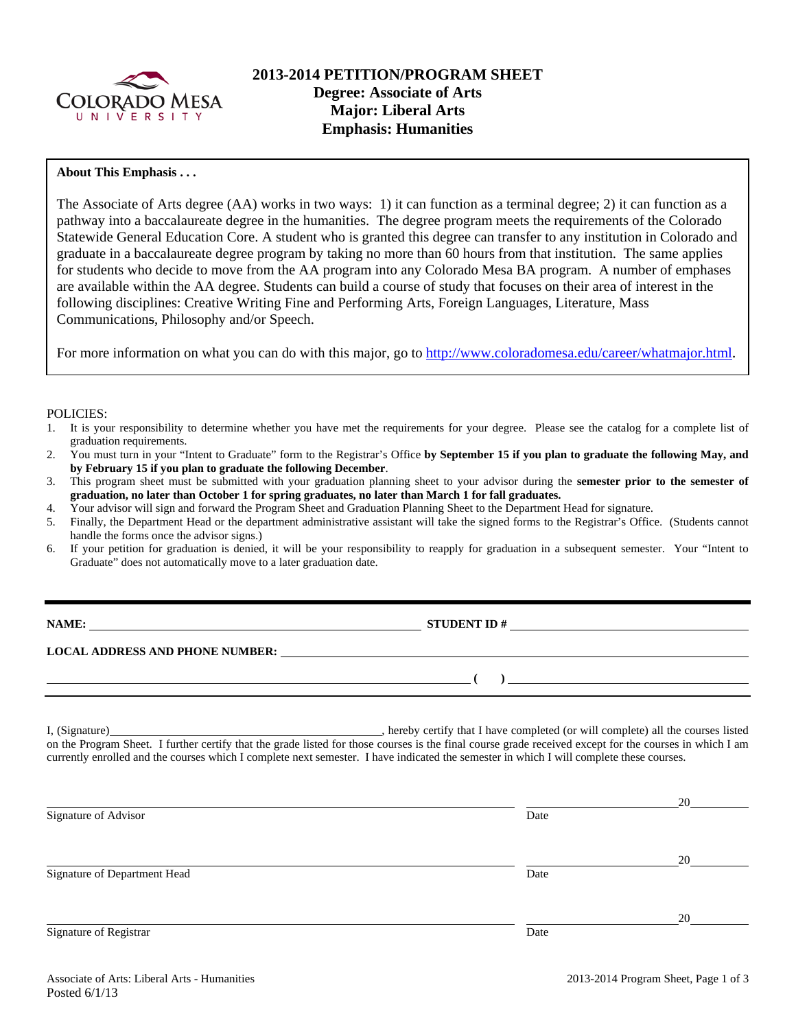# 2013-2014 PETITION/PROGRAM SHEET

## Degree: Associate of Arts
## Major: Liberal Arts
## Emphasis: Humanities

**About This Emphasis . . .**

The Associate of Arts degree (AA) works in two ways: 1) it can function as a terminal degree; 2) it can function as a pathway into a baccalaureate degree in the humanities. The degree program meets the requirements of the Colorado Statewide General Education Core. A student who is granted this degree can transfer to any institution in Colorado and graduate in a baccalaureate degree program by taking no more than 60 hours from that institution. The same applies for students who decide to move from the AA program into any Colorado Mesa BA program. A number of emphases are available within the AA degree. Students can build a course of study that focuses on their area of interest in the following disciplines: Creative Writing Fine and Performing Arts, Foreign Languages, Literature, Mass Communications, Philosophy and/or Speech.

For more information on what you can do with this major, go to http://www.coloradomesa.edu/career/whatmajor.html.

POLICIES:

1. It is your responsibility to determine whether you have met the requirements for your degree. Please see the catalog for a complete list of graduation requirements.
2. You must turn in your "Intent to Graduate" form to the Registrar's Office **by September 15 if you plan to graduate the following May, and by February 15 if you plan to graduate the following December**.
3. This program sheet must be submitted with your graduation planning sheet to your advisor during the **semester prior to the semester of graduation, no later than October 1 for spring graduates, no later than March 1 for fall graduates.**
4. Your advisor will sign and forward the Program Sheet and Graduation Planning Sheet to the Department Head for signature.
5. Finally, the Department Head or the department administrative assistant will take the signed forms to the Registrar's Office. (Students cannot handle the forms once the advisor signs.)
6. If your petition for graduation is denied, it will be your responsibility to reapply for graduation in a subsequent semester. Your "Intent to Graduate" does not automatically move to a later graduation date.

---

**NAME:** ____________________________________ **STUDENT ID #** ______________________

**LOCAL ADDRESS AND PHONE NUMBER:** ______________________________________________

____________________________________________ **(   )** ______________________

I, (Signature)________________________________, hereby certify that I have completed (or will complete) all the courses listed on the Program Sheet. I further certify that the grade listed for those courses is the final course grade received except for the courses in which I am currently enrolled and the courses which I complete next semester. I have indicated the semester in which I will complete these courses.

______________________________________________ ____________________ 20______
Signature of Advisor Date

______________________________________________ ____________________ 20______
Signature of Department Head Date

______________________________________________ ____________________ 20______
Signature of Registrar Date

Associate of Arts: Liberal Arts - Humanities
Posted 6/1/13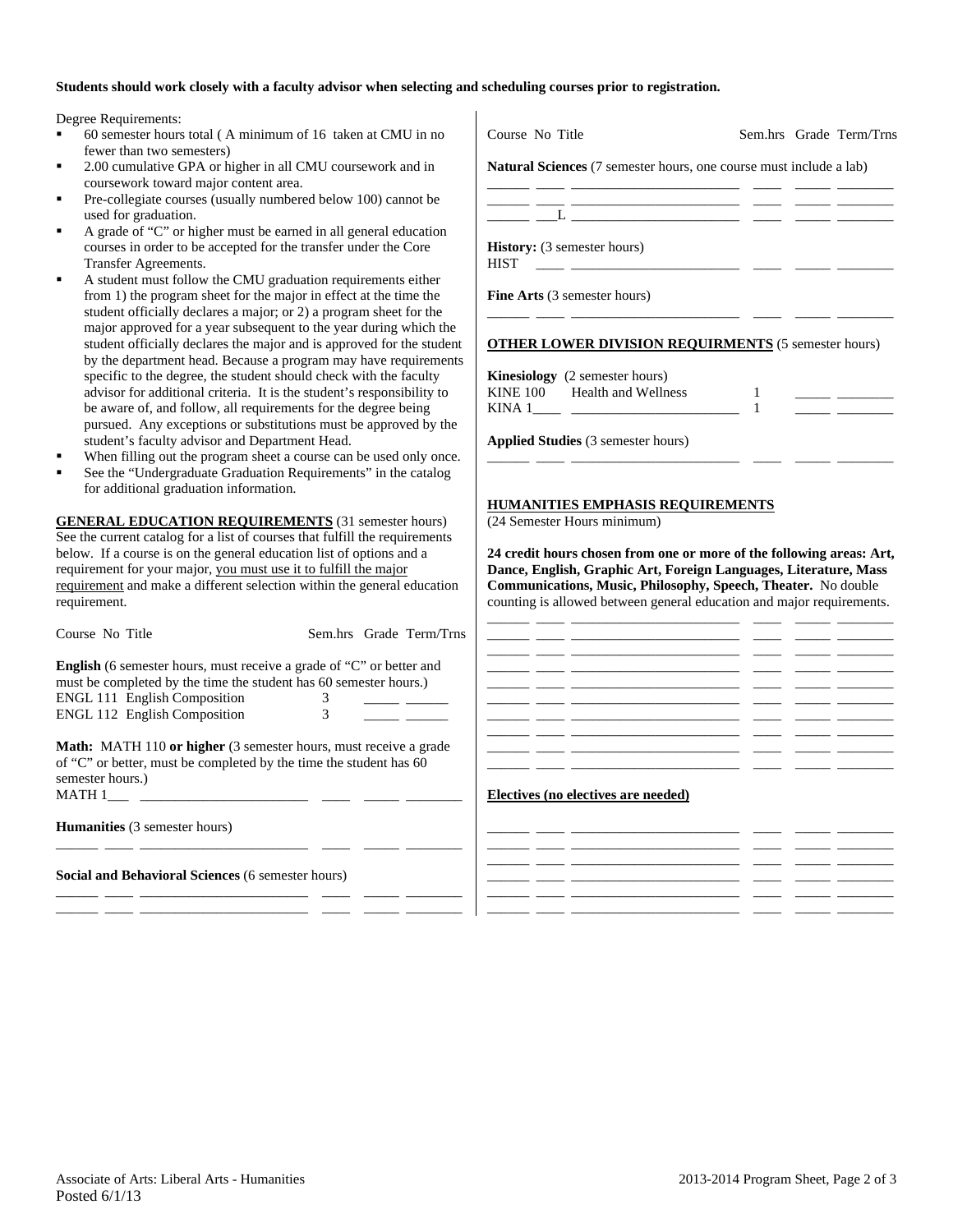**Students should work closely with a faculty advisor when selecting and scheduling courses prior to registration.**

Degree Requirements:

- 60 semester hours total ( A minimum of 16 taken at CMU in no fewer than two semesters)
- 2.00 cumulative GPA or higher in all CMU coursework and in coursework toward major content area.
- Pre-collegiate courses (usually numbered below 100) cannot be used for graduation.
- A grade of "C" or higher must be earned in all general education courses in order to be accepted for the transfer under the Core Transfer Agreements.
- A student must follow the CMU graduation requirements either from 1) the program sheet for the major in effect at the time the student officially declares a major; or 2) a program sheet for the major approved for a year subsequent to the year during which the student officially declares the major and is approved for the student by the department head. Because a program may have requirements specific to the degree, the student should check with the faculty advisor for additional criteria. It is the student's responsibility to be aware of, and follow, all requirements for the degree being pursued. Any exceptions or substitutions must be approved by the student's faculty advisor and Department Head.
- When filling out the program sheet a course can be used only once.
- See the "Undergraduate Graduation Requirements" in the catalog for additional graduation information.

**GENERAL EDUCATION REQUIREMENTS** (31 semester hours) See the current catalog for a list of courses that fulfill the requirements below. If a course is on the general education list of options and a requirement for your major, you must use it to fulfill the major requirement and make a different selection within the general education requirement.

Course No Title — Sem.hrs Grade Term/Trns

**English** (6 semester hours, must receive a grade of "C" or better and must be completed by the time the student has 60 semester hours.)

| Course No Title | Sem.hrs | Grade | Term/Trns |
|---|---|---|---|
| ENGL 111 English Composition | 3 | | |
| ENGL 112 English Composition | 3 | | |

**Math:** MATH 110 **or higher** (3 semester hours, must receive a grade of "C" or better, must be completed by the time the student has 60 semester hours.)

MATH 1___ ____________________ ____ _____ ________

**Humanities** (3 semester hours)

______ ____ ____________________ ____ _____ ________

**Social and Behavioral Sciences** (6 semester hours)

______ ____ ____________________ ____ _____ ________
______ ____ ____________________ ____ _____ ________

Course No Title — Sem.hrs Grade Term/Trns

**Natural Sciences** (7 semester hours, one course must include a lab)

______ ____ ____________________ ____ _____ ________
______ ___L ____________________ ____ _____ ________

**History:** (3 semester hours)

HIST ____ ____________________ ____ _____ ________

**Fine Arts** (3 semester hours)

______ ____ ____________________ ____ _____ ________

**OTHER LOWER DIVISION REQUIRMENTS** (5 semester hours)

**Kinesiology** (2 semester hours)

| Course No Title | Sem.hrs | Grade | Term/Trns |
|---|---|---|---|
| KINE 100 Health and Wellness | 1 | | |
| KINA 1____ | 1 | | |

**Applied Studies** (3 semester hours)

______ ____ ____________________ ____ _____ ________

**HUMANITIES EMPHASIS REQUIREMENTS**

(24 Semester Hours minimum)

**24 credit hours chosen from one or more of the following areas: Art, Dance, English, Graphic Art, Foreign Languages, Literature, Mass Communications, Music, Philosophy, Speech, Theater.** No double counting is allowed between general education and major requirements.

______ ____ ____________________ ____ _____ ________
______ ____ ____________________ ____ _____ ________
______ ____ ____________________ ____ _____ ________
______ ____ ____________________ ____ _____ ________
______ ____ ____________________ ____ _____ ________
______ ____ ____________________ ____ _____ ________
______ ____ ____________________ ____ _____ ________
______ ____ ____________________ ____ _____ ________
______ ____ ____________________ ____ _____ ________

**Electives (no electives are needed)**

______ ____ ____________________ ____ _____ ________
______ ____ ____________________ ____ _____ ________
______ ____ ____________________ ____ _____ ________
______ ____ ____________________ ____ _____ ________
______ ____ ____________________ ____ _____ ________
______ ____ ____________________ ____ _____ ________

Associate of Arts: Liberal Arts - Humanities
Posted 6/1/13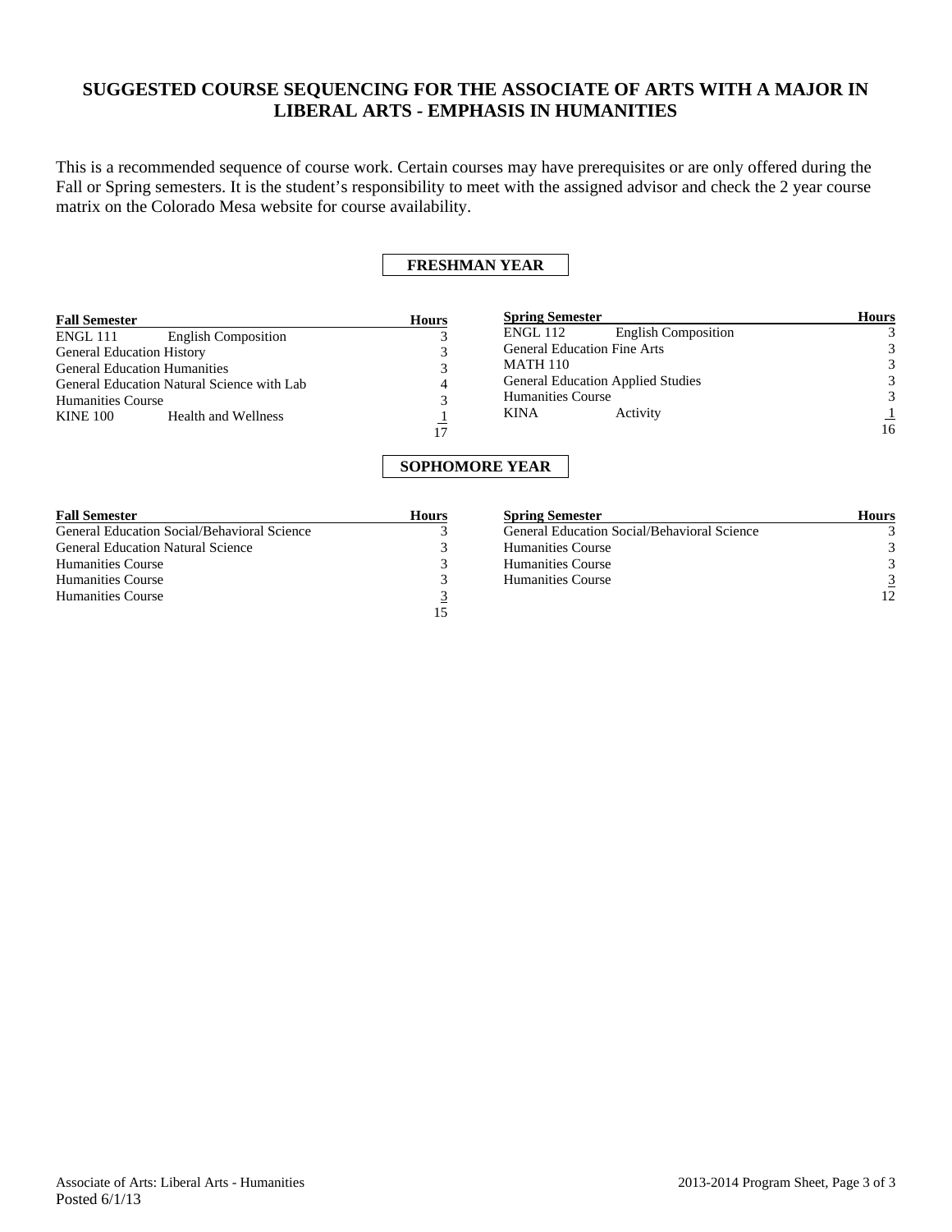# SUGGESTED COURSE SEQUENCING FOR THE ASSOCIATE OF ARTS WITH A MAJOR IN LIBERAL ARTS - EMPHASIS IN HUMANITIES

This is a recommended sequence of course work. Certain courses may have prerequisites or are only offered during the Fall or Spring semesters. It is the student's responsibility to meet with the assigned advisor and check the 2 year course matrix on the Colorado Mesa website for course availability.

## FRESHMAN YEAR

| Fall Semester | | Hours |
|---|---|---|
| ENGL 111 | English Composition | 3 |
| General Education History | | 3 |
| General Education Humanities | | 3 |
| General Education Natural Science with Lab | | 4 |
| Humanities Course | | 3 |
| KINE 100 | Health and Wellness | 1 |
| | | 17 |

| Spring Semester | | Hours |
|---|---|---|
| ENGL 112 | English Composition | 3 |
| General Education Fine Arts | | 3 |
| MATH 110 | | 3 |
| General Education Applied Studies | | 3 |
| Humanities Course | | 3 |
| KINA | Activity | 1 |
| | | 16 |

## SOPHOMORE YEAR

| Fall Semester | Hours |
|---|---|
| General Education Social/Behavioral Science | 3 |
| General Education Natural Science | 3 |
| Humanities Course | 3 |
| Humanities Course | 3 |
| Humanities Course | 3 |
| | 15 |

| Spring Semester | Hours |
|---|---|
| General Education Social/Behavioral Science | 3 |
| Humanities Course | 3 |
| Humanities Course | 3 |
| Humanities Course | 3 |
| | 12 |

Associate of Arts: Liberal Arts - Humanities
Posted 6/1/13